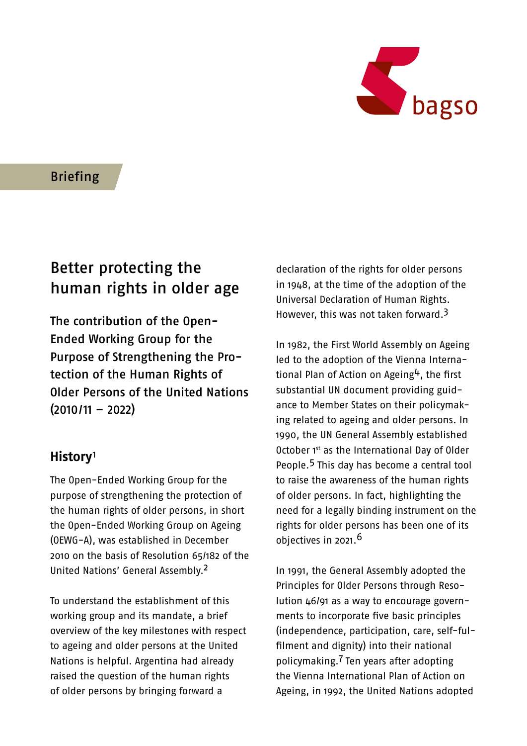bagso

Briefing

# Better protecting the human rights in older age

## The contribution of the Open-Ended Working Group for the Purpose of Strengthening the Protection of the Human Rights of Older Persons of the United Nations (2010/11 – 2022)

### History[1]

The Open-Ended Working Group for the purpose of strengthening the protection of the human rights of older persons, in short the Open-Ended Working Group on Ageing (OEWG-A), was established in December 2010 on the basis of Resolution 65/182 of the United Nations' General Assembly.[2]

To understand the establishment of this working group and its mandate, a brief overview of the key milestones with respect to ageing and older persons at the United Nations is helpful. Argentina had already raised the question of the human rights of older persons by bringing forward a declaration of the rights for older persons in 1948, at the time of the adoption of the Universal Declaration of Human Rights. However, this was not taken forward.[3]

In 1982, the First World Assembly on Ageing led to the adoption of the Vienna International Plan of Action on Ageing[4], the first substantial UN document providing guidance to Member States on their policymaking related to ageing and older persons. In 1990, the UN General Assembly established October 1st as the International Day of Older People.[5] This day has become a central tool to raise the awareness of the human rights of older persons. In fact, highlighting the need for a legally binding instrument on the rights for older persons has been one of its objectives in 2021.[6]

In 1991, the General Assembly adopted the Principles for Older Persons through Resolution 46/91 as a way to encourage governments to incorporate five basic principles (independence, participation, care, self-fulfilment and dignity) into their national policymaking.[7] Ten years after adopting the Vienna International Plan of Action on Ageing, in 1992, the United Nations adopted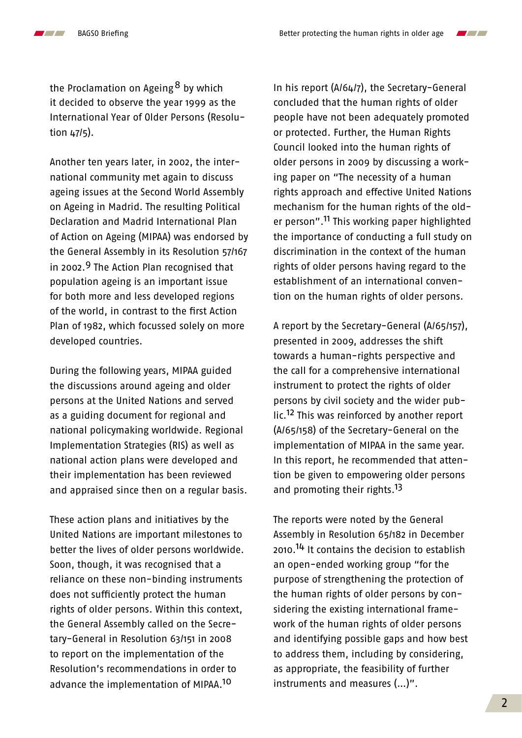the Proclamation on Ageing[8] by which it decided to observe the year 1999 as the International Year of Older Persons (Resolution 47/5).

Another ten years later, in 2002, the international community met again to discuss ageing issues at the Second World Assembly on Ageing in Madrid. The resulting Political Declaration and Madrid International Plan of Action on Ageing (MIPAA) was endorsed by the General Assembly in its Resolution 57/167 in 2002.[9] The Action Plan recognised that population ageing is an important issue for both more and less developed regions of the world, in contrast to the first Action Plan of 1982, which focussed solely on more developed countries.

During the following years, MIPAA guided the discussions around ageing and older persons at the United Nations and served as a guiding document for regional and national policymaking worldwide. Regional Implementation Strategies (RIS) as well as national action plans were developed and their implementation has been reviewed and appraised since then on a regular basis.

These action plans and initiatives by the United Nations are important milestones to better the lives of older persons worldwide. Soon, though, it was recognised that a reliance on these non-binding instruments does not sufficiently protect the human rights of older persons. Within this context, the General Assembly called on the Secretary-General in Resolution 63/151 in 2008 to report on the implementation of the Resolution's recommendations in order to advance the implementation of MIPAA.[10]

In his report (A/64/7), the Secretary-General concluded that the human rights of older people have not been adequately promoted or protected. Further, the Human Rights Council looked into the human rights of older persons in 2009 by discussing a working paper on "The necessity of a human rights approach and effective United Nations mechanism for the human rights of the older person".[11] This working paper highlighted the importance of conducting a full study on discrimination in the context of the human rights of older persons having regard to the establishment of an international convention on the human rights of older persons.

A report by the Secretary-General (A/65/157), presented in 2009, addresses the shift towards a human-rights perspective and the call for a comprehensive international instrument to protect the rights of older persons by civil society and the wider public.[12] This was reinforced by another report (A/65/158) of the Secretary-General on the implementation of MIPAA in the same year. In this report, he recommended that attention be given to empowering older persons and promoting their rights.[13]

The reports were noted by the General Assembly in Resolution 65/182 in December 2010.[14] It contains the decision to establish an open-ended working group "for the purpose of strengthening the protection of the human rights of older persons by considering the existing international framework of the human rights of older persons and identifying possible gaps and how best to address them, including by considering, as appropriate, the feasibility of further instruments and measures (...)".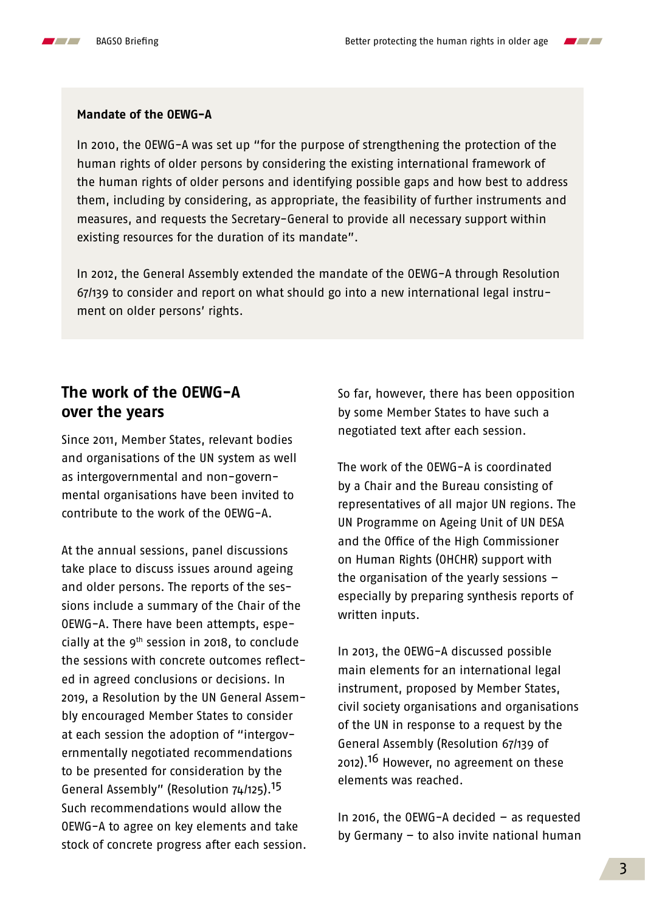**Mandate of the OEWG-A**

In 2010, the OEWG-A was set up "for the purpose of strengthening the protection of the human rights of older persons by considering the existing international framework of the human rights of older persons and identifying possible gaps and how best to address them, including by considering, as appropriate, the feasibility of further instruments and measures, and requests the Secretary-General to provide all necessary support within existing resources for the duration of its mandate".

In 2012, the General Assembly extended the mandate of the OEWG-A through Resolution 67/139 to consider and report on what should go into a new international legal instrument on older persons' rights.

## The work of the OEWG-A over the years

Since 2011, Member States, relevant bodies and organisations of the UN system as well as intergovernmental and non-governmental organisations have been invited to contribute to the work of the OEWG-A.

At the annual sessions, panel discussions take place to discuss issues around ageing and older persons. The reports of the sessions include a summary of the Chair of the OEWG-A. There have been attempts, especially at the 9th session in 2018, to conclude the sessions with concrete outcomes reflected in agreed conclusions or decisions. In 2019, a Resolution by the UN General Assembly encouraged Member States to consider at each session the adoption of "intergovernmentally negotiated recommendations to be presented for consideration by the General Assembly" (Resolution 74/125).[15] Such recommendations would allow the OEWG-A to agree on key elements and take stock of concrete progress after each session.

So far, however, there has been opposition by some Member States to have such a negotiated text after each session.

The work of the OEWG-A is coordinated by a Chair and the Bureau consisting of representatives of all major UN regions. The UN Programme on Ageing Unit of UN DESA and the Office of the High Commissioner on Human Rights (OHCHR) support with the organisation of the yearly sessions – especially by preparing synthesis reports of written inputs.

In 2013, the OEWG-A discussed possible main elements for an international legal instrument, proposed by Member States, civil society organisations and organisations of the UN in response to a request by the General Assembly (Resolution 67/139 of 2012).[16] However, no agreement on these elements was reached.

In 2016, the OEWG-A decided – as requested by Germany – to also invite national human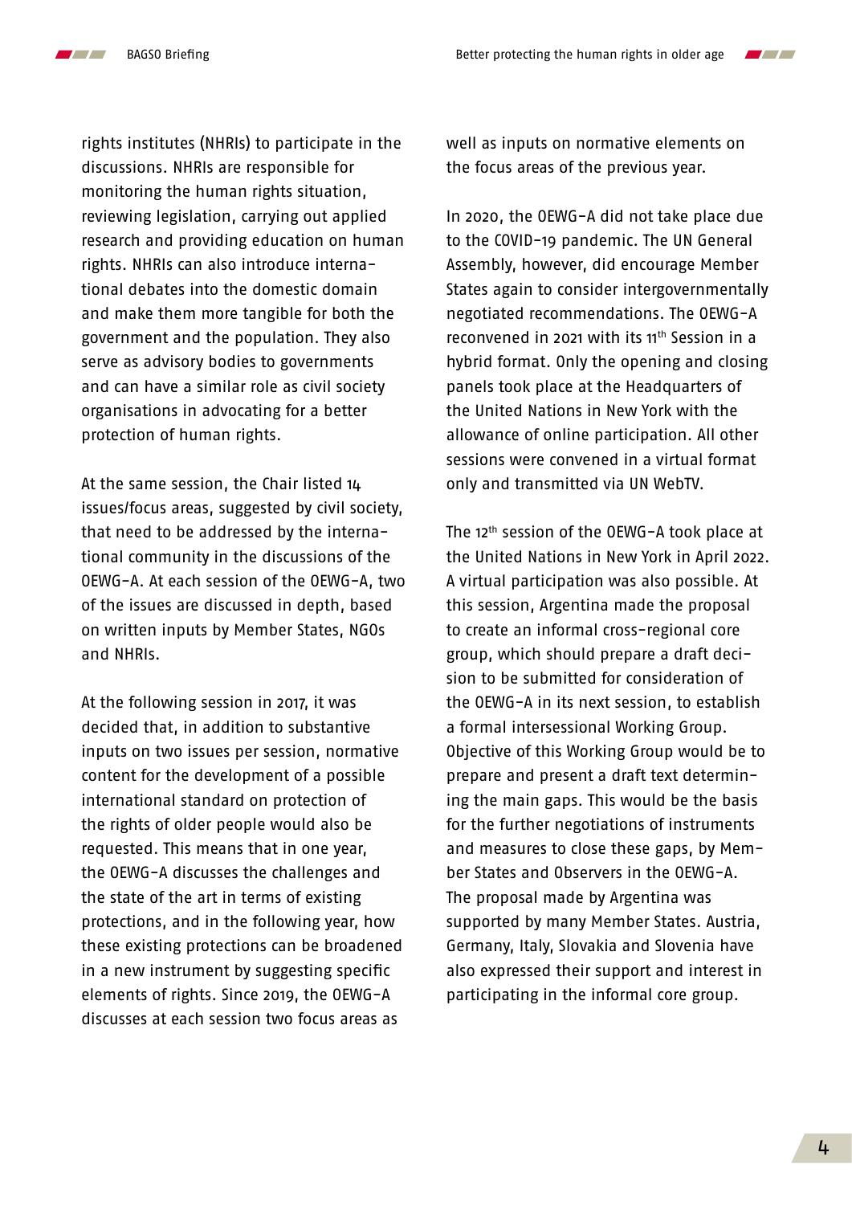rights institutes (NHRIs) to participate in the discussions. NHRIs are responsible for monitoring the human rights situation, reviewing legislation, carrying out applied research and providing education on human rights. NHRIs can also introduce international debates into the domestic domain and make them more tangible for both the government and the population. They also serve as advisory bodies to governments and can have a similar role as civil society organisations in advocating for a better protection of human rights.

At the same session, the Chair listed 14 issues/focus areas, suggested by civil society, that need to be addressed by the international community in the discussions of the OEWG-A. At each session of the OEWG-A, two of the issues are discussed in depth, based on written inputs by Member States, NGOs and NHRIs.

At the following session in 2017, it was decided that, in addition to substantive inputs on two issues per session, normative content for the development of a possible international standard on protection of the rights of older people would also be requested. This means that in one year, the OEWG-A discusses the challenges and the state of the art in terms of existing protections, and in the following year, how these existing protections can be broadened in a new instrument by suggesting specific elements of rights. Since 2019, the OEWG-A discusses at each session two focus areas as well as inputs on normative elements on the focus areas of the previous year.

In 2020, the OEWG-A did not take place due to the COVID-19 pandemic. The UN General Assembly, however, did encourage Member States again to consider intergovernmentally negotiated recommendations. The OEWG-A reconvened in 2021 with its 11th Session in a hybrid format. Only the opening and closing panels took place at the Headquarters of the United Nations in New York with the allowance of online participation. All other sessions were convened in a virtual format only and transmitted via UN WebTV.

The 12th session of the OEWG-A took place at the United Nations in New York in April 2022. A virtual participation was also possible. At this session, Argentina made the proposal to create an informal cross-regional core group, which should prepare a draft decision to be submitted for consideration of the OEWG-A in its next session, to establish a formal intersessional Working Group. Objective of this Working Group would be to prepare and present a draft text determining the main gaps. This would be the basis for the further negotiations of instruments and measures to close these gaps, by Member States and Observers in the OEWG-A. The proposal made by Argentina was supported by many Member States. Austria, Germany, Italy, Slovakia and Slovenia have also expressed their support and interest in participating in the informal core group.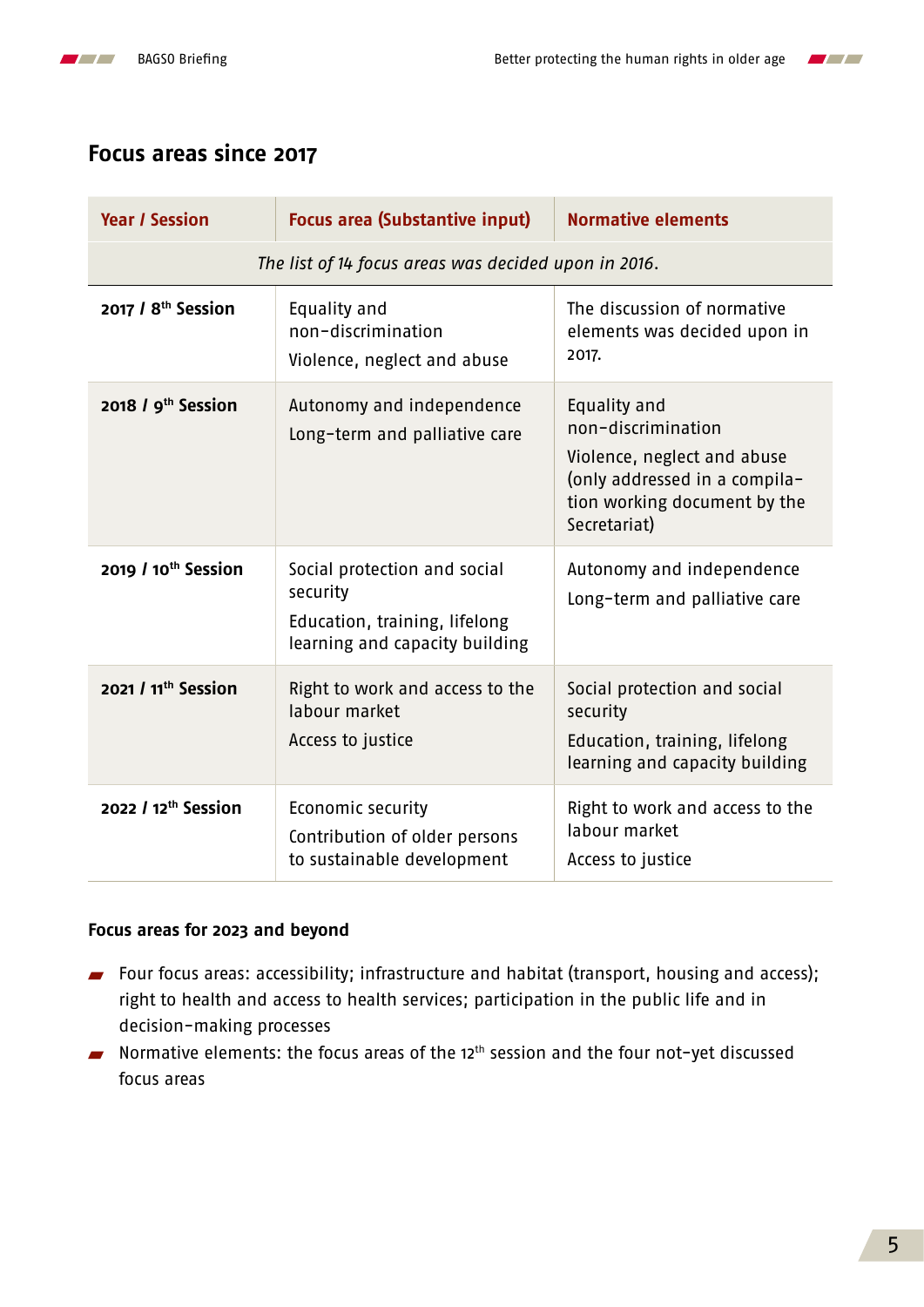## Focus areas since 2017

| Year / Session | Focus area (Substantive input) | Normative elements |
|---|---|---|
| *The list of 14 focus areas was decided upon in 2016.* | | |
| **2017 / 8th Session** | Equality and non-discrimination<br>Violence, neglect and abuse | The discussion of normative elements was decided upon in 2017. |
| **2018 / 9th Session** | Autonomy and independence<br>Long-term and palliative care | Equality and non-discrimination<br>Violence, neglect and abuse (only addressed in a compilation working document by the Secretariat) |
| **2019 / 10th Session** | Social protection and social security<br>Education, training, lifelong learning and capacity building | Autonomy and independence<br>Long-term and palliative care |
| **2021 / 11th Session** | Right to work and access to the labour market<br>Access to justice | Social protection and social security<br>Education, training, lifelong learning and capacity building |
| **2022 / 12th Session** | Economic security<br>Contribution of older persons to sustainable development | Right to work and access to the labour market<br>Access to justice |

**Focus areas for 2023 and beyond**

- Four focus areas: accessibility; infrastructure and habitat (transport, housing and access); right to health and access to health services; participation in the public life and in decision-making processes
- Normative elements: the focus areas of the 12th session and the four not-yet discussed focus areas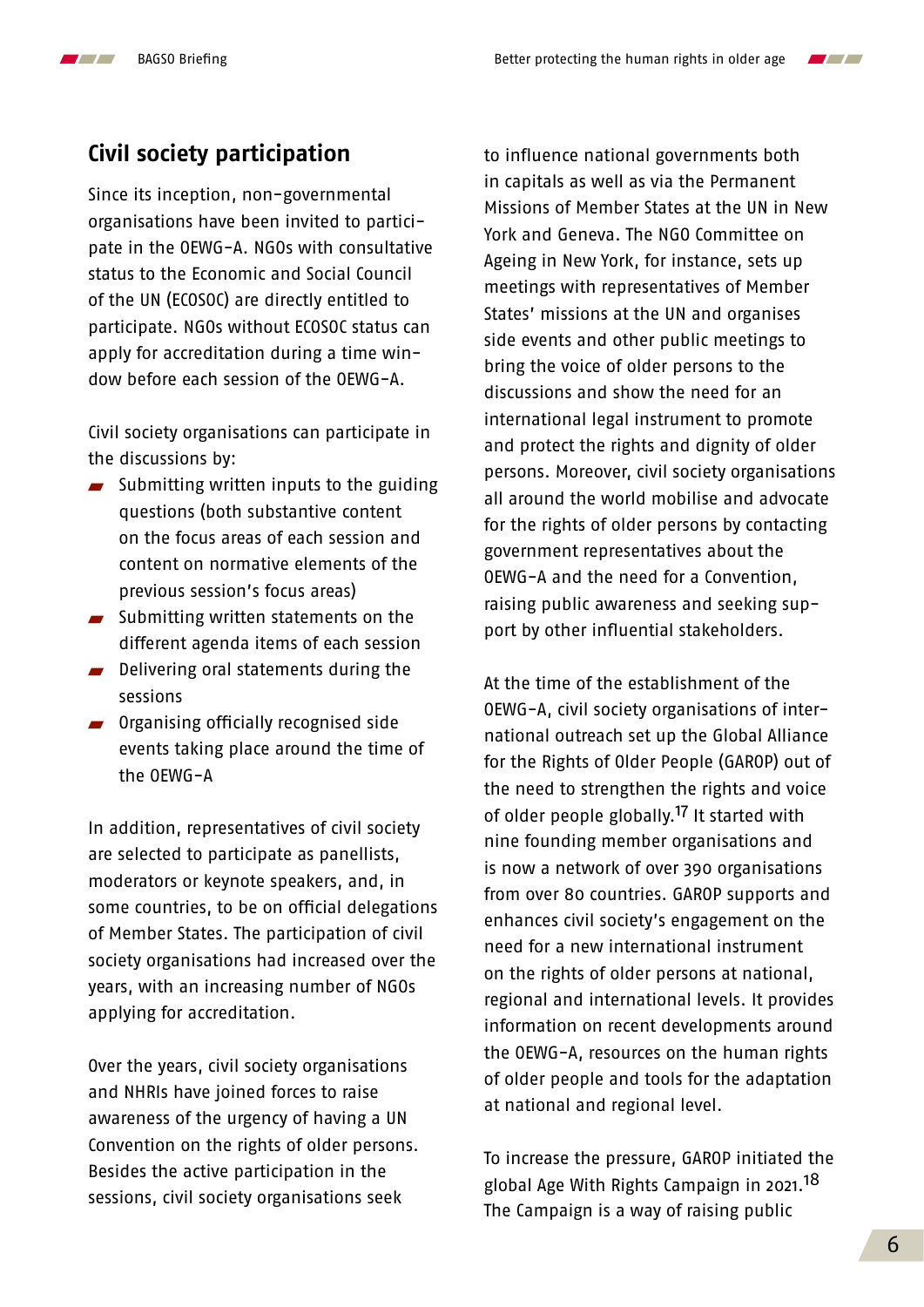## Civil society participation

Since its inception, non-governmental organisations have been invited to participate in the OEWG-A. NGOs with consultative status to the Economic and Social Council of the UN (ECOSOC) are directly entitled to participate. NGOs without ECOSOC status can apply for accreditation during a time window before each session of the OEWG-A.

Civil society organisations can participate in the discussions by:

- Submitting written inputs to the guiding questions (both substantive content on the focus areas of each session and content on normative elements of the previous session's focus areas)
- Submitting written statements on the different agenda items of each session
- Delivering oral statements during the sessions
- Organising officially recognised side events taking place around the time of the OEWG-A

In addition, representatives of civil society are selected to participate as panellists, moderators or keynote speakers, and, in some countries, to be on official delegations of Member States. The participation of civil society organisations had increased over the years, with an increasing number of NGOs applying for accreditation.

Over the years, civil society organisations and NHRIs have joined forces to raise awareness of the urgency of having a UN Convention on the rights of older persons. Besides the active participation in the sessions, civil society organisations seek to influence national governments both in capitals as well as via the Permanent Missions of Member States at the UN in New York and Geneva. The NGO Committee on Ageing in New York, for instance, sets up meetings with representatives of Member States' missions at the UN and organises side events and other public meetings to bring the voice of older persons to the discussions and show the need for an international legal instrument to promote and protect the rights and dignity of older persons. Moreover, civil society organisations all around the world mobilise and advocate for the rights of older persons by contacting government representatives about the OEWG-A and the need for a Convention, raising public awareness and seeking support by other influential stakeholders.

At the time of the establishment of the OEWG-A, civil society organisations of international outreach set up the Global Alliance for the Rights of Older People (GAROP) out of the need to strengthen the rights and voice of older people globally.[17] It started with nine founding member organisations and is now a network of over 390 organisations from over 80 countries. GAROP supports and enhances civil society's engagement on the need for a new international instrument on the rights of older persons at national, regional and international levels. It provides information on recent developments around the OEWG-A, resources on the human rights of older people and tools for the adaptation at national and regional level.

To increase the pressure, GAROP initiated the global Age With Rights Campaign in 2021.[18] The Campaign is a way of raising public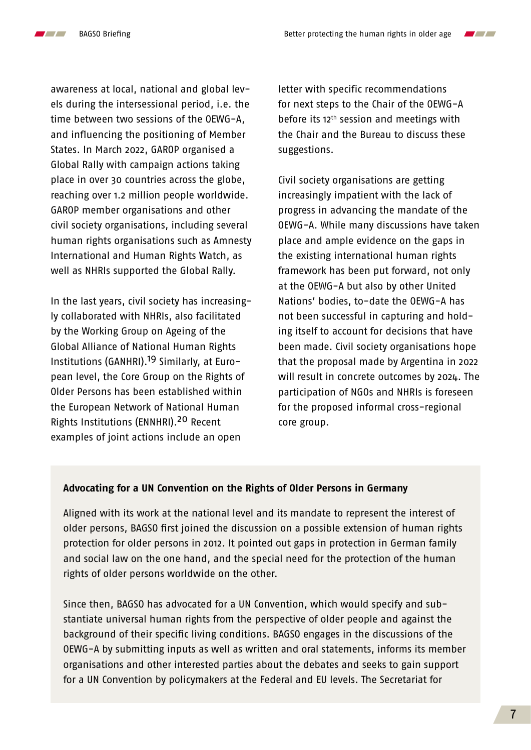awareness at local, national and global levels during the intersessional period, i.e. the time between two sessions of the OEWG-A, and influencing the positioning of Member States. In March 2022, GAROP organised a Global Rally with campaign actions taking place in over 30 countries across the globe, reaching over 1.2 million people worldwide. GAROP member organisations and other civil society organisations, including several human rights organisations such as Amnesty International and Human Rights Watch, as well as NHRIs supported the Global Rally.

In the last years, civil society has increasingly collaborated with NHRIs, also facilitated by the Working Group on Ageing of the Global Alliance of National Human Rights Institutions (GANHRI).[19] Similarly, at European level, the Core Group on the Rights of Older Persons has been established within the European Network of National Human Rights Institutions (ENNHRI).[20] Recent examples of joint actions include an open letter with specific recommendations for next steps to the Chair of the OEWG-A before its 12th session and meetings with the Chair and the Bureau to discuss these suggestions.

Civil society organisations are getting increasingly impatient with the lack of progress in advancing the mandate of the OEWG-A. While many discussions have taken place and ample evidence on the gaps in the existing international human rights framework has been put forward, not only at the OEWG-A but also by other United Nations' bodies, to-date the OEWG-A has not been successful in capturing and holding itself to account for decisions that have been made. Civil society organisations hope that the proposal made by Argentina in 2022 will result in concrete outcomes by 2024. The participation of NGOs and NHRIs is foreseen for the proposed informal cross-regional core group.

**Advocating for a UN Convention on the Rights of Older Persons in Germany**

Aligned with its work at the national level and its mandate to represent the interest of older persons, BAGSO first joined the discussion on a possible extension of human rights protection for older persons in 2012. It pointed out gaps in protection in German family and social law on the one hand, and the special need for the protection of the human rights of older persons worldwide on the other.

Since then, BAGSO has advocated for a UN Convention, which would specify and substantiate universal human rights from the perspective of older people and against the background of their specific living conditions. BAGSO engages in the discussions of the OEWG-A by submitting inputs as well as written and oral statements, informs its member organisations and other interested parties about the debates and seeks to gain support for a UN Convention by policymakers at the Federal and EU levels. The Secretariat for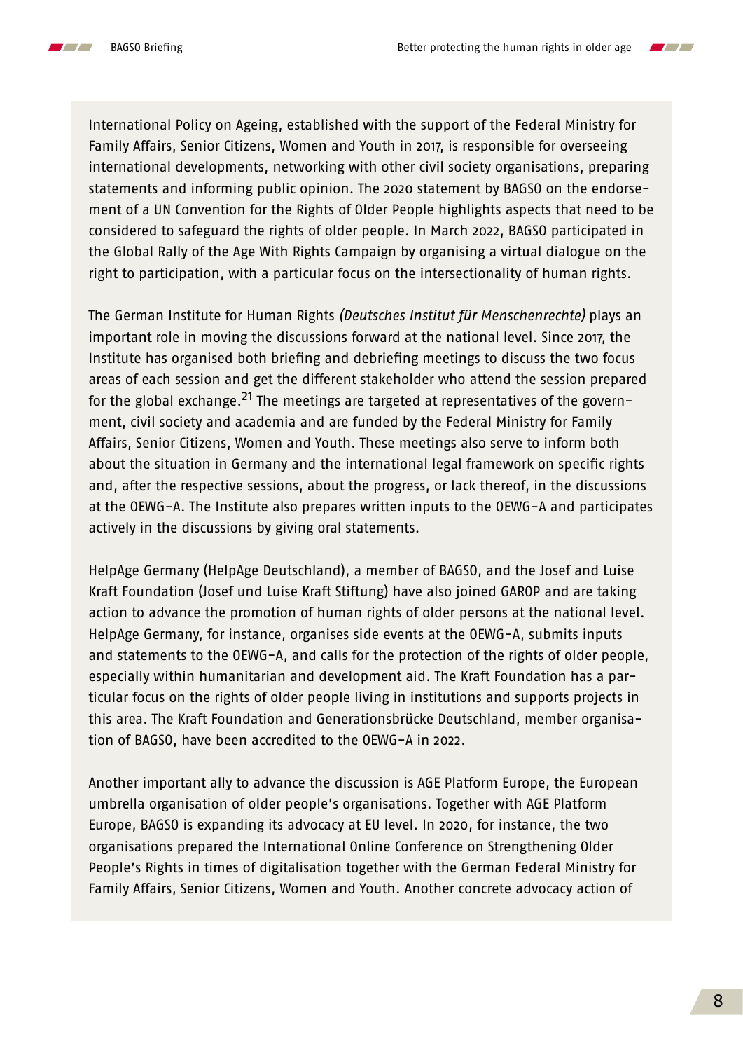International Policy on Ageing, established with the support of the Federal Ministry for Family Affairs, Senior Citizens, Women and Youth in 2017, is responsible for overseeing international developments, networking with other civil society organisations, preparing statements and informing public opinion. The 2020 statement by BAGSO on the endorsement of a UN Convention for the Rights of Older People highlights aspects that need to be considered to safeguard the rights of older people. In March 2022, BAGSO participated in the Global Rally of the Age With Rights Campaign by organising a virtual dialogue on the right to participation, with a particular focus on the intersectionality of human rights.

The German Institute for Human Rights *(Deutsches Institut für Menschenrechte)* plays an important role in moving the discussions forward at the national level. Since 2017, the Institute has organised both briefing and debriefing meetings to discuss the two focus areas of each session and get the different stakeholder who attend the session prepared for the global exchange.[21] The meetings are targeted at representatives of the government, civil society and academia and are funded by the Federal Ministry for Family Affairs, Senior Citizens, Women and Youth. These meetings also serve to inform both about the situation in Germany and the international legal framework on specific rights and, after the respective sessions, about the progress, or lack thereof, in the discussions at the OEWG-A. The Institute also prepares written inputs to the OEWG-A and participates actively in the discussions by giving oral statements.

HelpAge Germany (HelpAge Deutschland), a member of BAGSO, and the Josef and Luise Kraft Foundation (Josef und Luise Kraft Stiftung) have also joined GAROP and are taking action to advance the promotion of human rights of older persons at the national level. HelpAge Germany, for instance, organises side events at the OEWG-A, submits inputs and statements to the OEWG-A, and calls for the protection of the rights of older people, especially within humanitarian and development aid. The Kraft Foundation has a particular focus on the rights of older people living in institutions and supports projects in this area. The Kraft Foundation and Generationsbrücke Deutschland, member organisation of BAGSO, have been accredited to the OEWG-A in 2022.

Another important ally to advance the discussion is AGE Platform Europe, the European umbrella organisation of older people's organisations. Together with AGE Platform Europe, BAGSO is expanding its advocacy at EU level. In 2020, for instance, the two organisations prepared the International Online Conference on Strengthening Older People's Rights in times of digitalisation together with the German Federal Ministry for Family Affairs, Senior Citizens, Women and Youth. Another concrete advocacy action of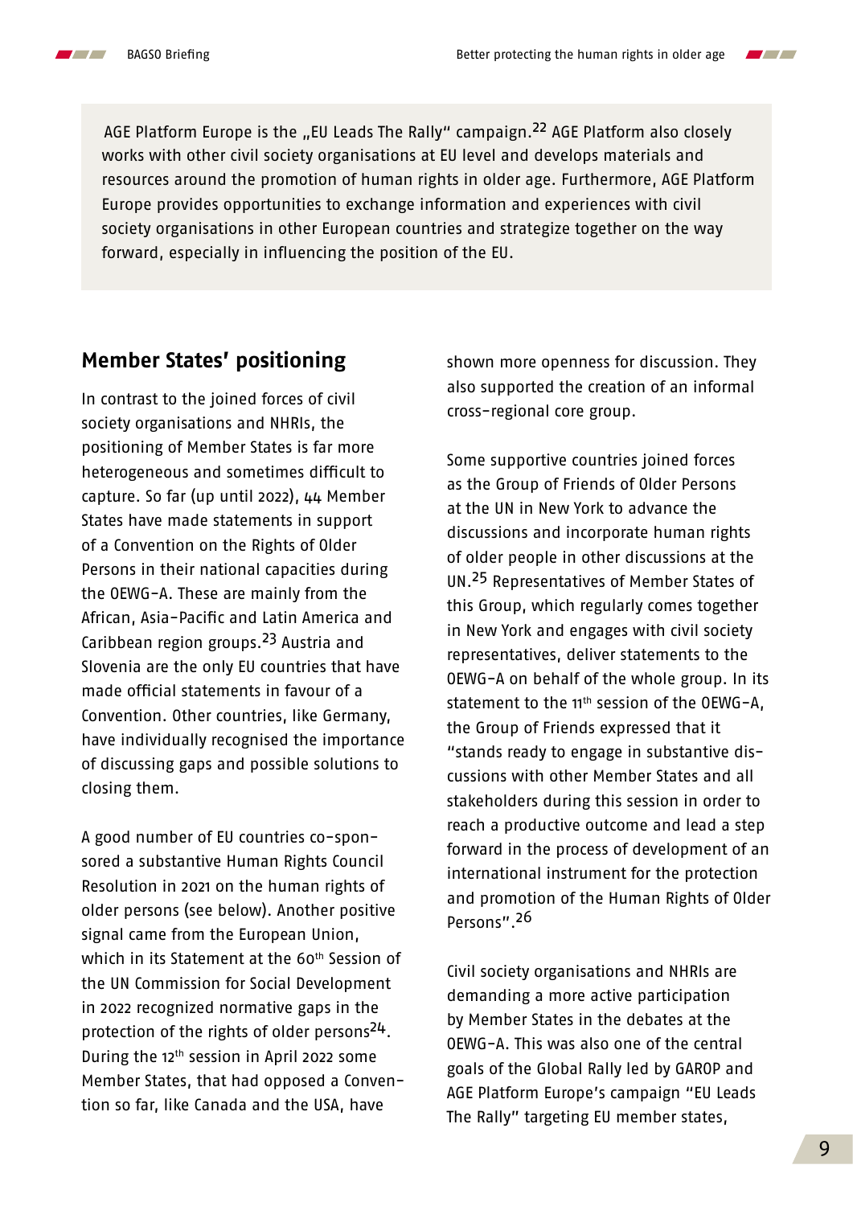AGE Platform Europe is the „EU Leads The Rally" campaign.[22] AGE Platform also closely works with other civil society organisations at EU level and develops materials and resources around the promotion of human rights in older age. Furthermore, AGE Platform Europe provides opportunities to exchange information and experiences with civil society organisations in other European countries and strategize together on the way forward, especially in influencing the position of the EU.

## Member States' positioning

In contrast to the joined forces of civil society organisations and NHRIs, the positioning of Member States is far more heterogeneous and sometimes difficult to capture. So far (up until 2022), 44 Member States have made statements in support of a Convention on the Rights of Older Persons in their national capacities during the OEWG-A. These are mainly from the African, Asia-Pacific and Latin America and Caribbean region groups.[23] Austria and Slovenia are the only EU countries that have made official statements in favour of a Convention. Other countries, like Germany, have individually recognised the importance of discussing gaps and possible solutions to closing them.

A good number of EU countries co-sponsored a substantive Human Rights Council Resolution in 2021 on the human rights of older persons (see below). Another positive signal came from the European Union, which in its Statement at the 60th Session of the UN Commission for Social Development in 2022 recognized normative gaps in the protection of the rights of older persons[24]. During the 12th session in April 2022 some Member States, that had opposed a Convention so far, like Canada and the USA, have shown more openness for discussion. They also supported the creation of an informal cross-regional core group.

Some supportive countries joined forces as the Group of Friends of Older Persons at the UN in New York to advance the discussions and incorporate human rights of older people in other discussions at the UN.[25] Representatives of Member States of this Group, which regularly comes together in New York and engages with civil society representatives, deliver statements to the OEWG-A on behalf of the whole group. In its statement to the 11th session of the OEWG-A, the Group of Friends expressed that it "stands ready to engage in substantive discussions with other Member States and all stakeholders during this session in order to reach a productive outcome and lead a step forward in the process of development of an international instrument for the protection and promotion of the Human Rights of Older Persons".[26]

Civil society organisations and NHRIs are demanding a more active participation by Member States in the debates at the OEWG-A. This was also one of the central goals of the Global Rally led by GAROP and AGE Platform Europe's campaign "EU Leads The Rally" targeting EU member states,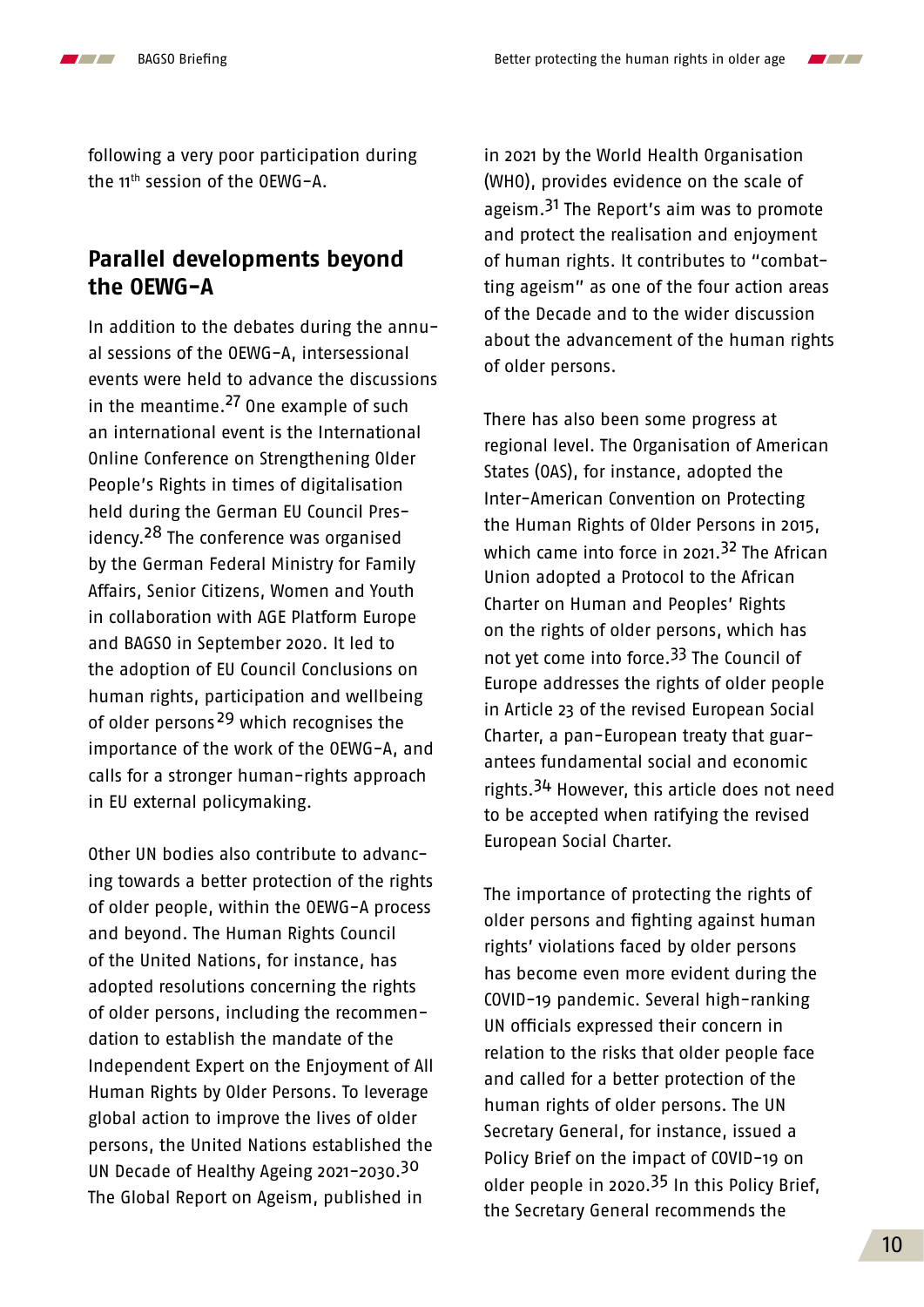following a very poor participation during the 11th session of the OEWG-A.

## Parallel developments beyond the OEWG-A

In addition to the debates during the annual sessions of the OEWG-A, intersessional events were held to advance the discussions in the meantime.[27] One example of such an international event is the International Online Conference on Strengthening Older People's Rights in times of digitalisation held during the German EU Council Presidency.[28] The conference was organised by the German Federal Ministry for Family Affairs, Senior Citizens, Women and Youth in collaboration with AGE Platform Europe and BAGSO in September 2020. It led to the adoption of EU Council Conclusions on human rights, participation and wellbeing of older persons[29] which recognises the importance of the work of the OEWG-A, and calls for a stronger human-rights approach in EU external policymaking.

Other UN bodies also contribute to advancing towards a better protection of the rights of older people, within the OEWG-A process and beyond. The Human Rights Council of the United Nations, for instance, has adopted resolutions concerning the rights of older persons, including the recommendation to establish the mandate of the Independent Expert on the Enjoyment of All Human Rights by Older Persons. To leverage global action to improve the lives of older persons, the United Nations established the UN Decade of Healthy Ageing 2021–2030.[30] The Global Report on Ageism, published in in 2021 by the World Health Organisation (WHO), provides evidence on the scale of ageism.[31] The Report's aim was to promote and protect the realisation and enjoyment of human rights. It contributes to "combatting ageism" as one of the four action areas of the Decade and to the wider discussion about the advancement of the human rights of older persons.

There has also been some progress at regional level. The Organisation of American States (OAS), for instance, adopted the Inter-American Convention on Protecting the Human Rights of Older Persons in 2015, which came into force in 2021.[32] The African Union adopted a Protocol to the African Charter on Human and Peoples' Rights on the rights of older persons, which has not yet come into force.[33] The Council of Europe addresses the rights of older people in Article 23 of the revised European Social Charter, a pan-European treaty that guarantees fundamental social and economic rights.[34] However, this article does not need to be accepted when ratifying the revised European Social Charter.

The importance of protecting the rights of older persons and fighting against human rights' violations faced by older persons has become even more evident during the COVID-19 pandemic. Several high-ranking UN officials expressed their concern in relation to the risks that older people face and called for a better protection of the human rights of older persons. The UN Secretary General, for instance, issued a Policy Brief on the impact of COVID-19 on older people in 2020.[35] In this Policy Brief, the Secretary General recommends the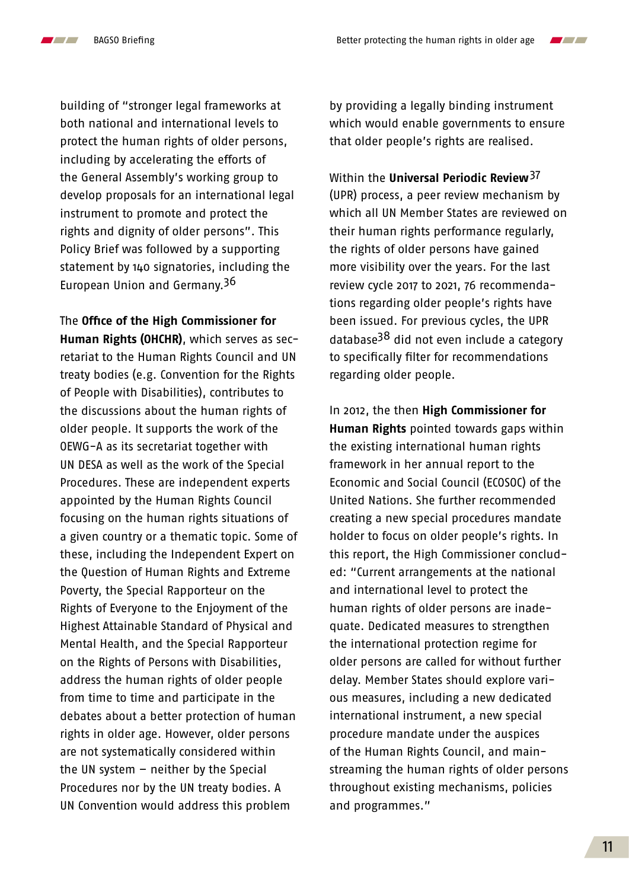building of "stronger legal frameworks at both national and international levels to protect the human rights of older persons, including by accelerating the efforts of the General Assembly's working group to develop proposals for an international legal instrument to promote and protect the rights and dignity of older persons". This Policy Brief was followed by a supporting statement by 140 signatories, including the European Union and Germany.[36]

The **Office of the High Commissioner for Human Rights (OHCHR)**, which serves as secretariat to the Human Rights Council and UN treaty bodies (e.g. Convention for the Rights of People with Disabilities), contributes to the discussions about the human rights of older people. It supports the work of the OEWG-A as its secretariat together with UN DESA as well as the work of the Special Procedures. These are independent experts appointed by the Human Rights Council focusing on the human rights situations of a given country or a thematic topic. Some of these, including the Independent Expert on the Question of Human Rights and Extreme Poverty, the Special Rapporteur on the Rights of Everyone to the Enjoyment of the Highest Attainable Standard of Physical and Mental Health, and the Special Rapporteur on the Rights of Persons with Disabilities, address the human rights of older people from time to time and participate in the debates about a better protection of human rights in older age. However, older persons are not systematically considered within the UN system – neither by the Special Procedures nor by the UN treaty bodies. A UN Convention would address this problem by providing a legally binding instrument which would enable governments to ensure that older people's rights are realised.

Within the **Universal Periodic Review**[37] (UPR) process, a peer review mechanism by which all UN Member States are reviewed on their human rights performance regularly, the rights of older persons have gained more visibility over the years. For the last review cycle 2017 to 2021, 76 recommendations regarding older people's rights have been issued. For previous cycles, the UPR database[38] did not even include a category to specifically filter for recommendations regarding older people.

In 2012, the then **High Commissioner for Human Rights** pointed towards gaps within the existing international human rights framework in her annual report to the Economic and Social Council (ECOSOC) of the United Nations. She further recommended creating a new special procedures mandate holder to focus on older people's rights. In this report, the High Commissioner concluded: "Current arrangements at the national and international level to protect the human rights of older persons are inadequate. Dedicated measures to strengthen the international protection regime for older persons are called for without further delay. Member States should explore various measures, including a new dedicated international instrument, a new special procedure mandate under the auspices of the Human Rights Council, and mainstreaming the human rights of older persons throughout existing mechanisms, policies and programmes."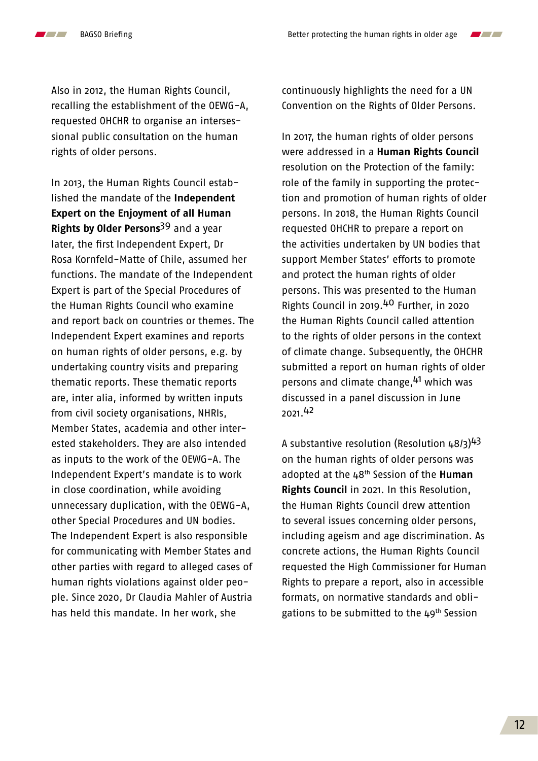Also in 2012, the Human Rights Council, recalling the establishment of the OEWG-A, requested OHCHR to organise an intersessional public consultation on the human rights of older persons.

In 2013, the Human Rights Council established the mandate of the **Independent Expert on the Enjoyment of all Human Rights by Older Persons**[39] and a year later, the first Independent Expert, Dr Rosa Kornfeld-Matte of Chile, assumed her functions. The mandate of the Independent Expert is part of the Special Procedures of the Human Rights Council who examine and report back on countries or themes. The Independent Expert examines and reports on human rights of older persons, e.g. by undertaking country visits and preparing thematic reports. These thematic reports are, inter alia, informed by written inputs from civil society organisations, NHRIs, Member States, academia and other interested stakeholders. They are also intended as inputs to the work of the OEWG-A. The Independent Expert's mandate is to work in close coordination, while avoiding unnecessary duplication, with the OEWG-A, other Special Procedures and UN bodies. The Independent Expert is also responsible for communicating with Member States and other parties with regard to alleged cases of human rights violations against older people. Since 2020, Dr Claudia Mahler of Austria has held this mandate. In her work, she continuously highlights the need for a UN Convention on the Rights of Older Persons.

In 2017, the human rights of older persons were addressed in a **Human Rights Council** resolution on the Protection of the family: role of the family in supporting the protection and promotion of human rights of older persons. In 2018, the Human Rights Council requested OHCHR to prepare a report on the activities undertaken by UN bodies that support Member States' efforts to promote and protect the human rights of older persons. This was presented to the Human Rights Council in 2019.[40] Further, in 2020 the Human Rights Council called attention to the rights of older persons in the context of climate change. Subsequently, the OHCHR submitted a report on human rights of older persons and climate change,[41] which was discussed in a panel discussion in June 2021.[42]

A substantive resolution (Resolution 48/3)[43] on the human rights of older persons was adopted at the 48th Session of the **Human Rights Council** in 2021. In this Resolution, the Human Rights Council drew attention to several issues concerning older persons, including ageism and age discrimination. As concrete actions, the Human Rights Council requested the High Commissioner for Human Rights to prepare a report, also in accessible formats, on normative standards and obligations to be submitted to the 49th Session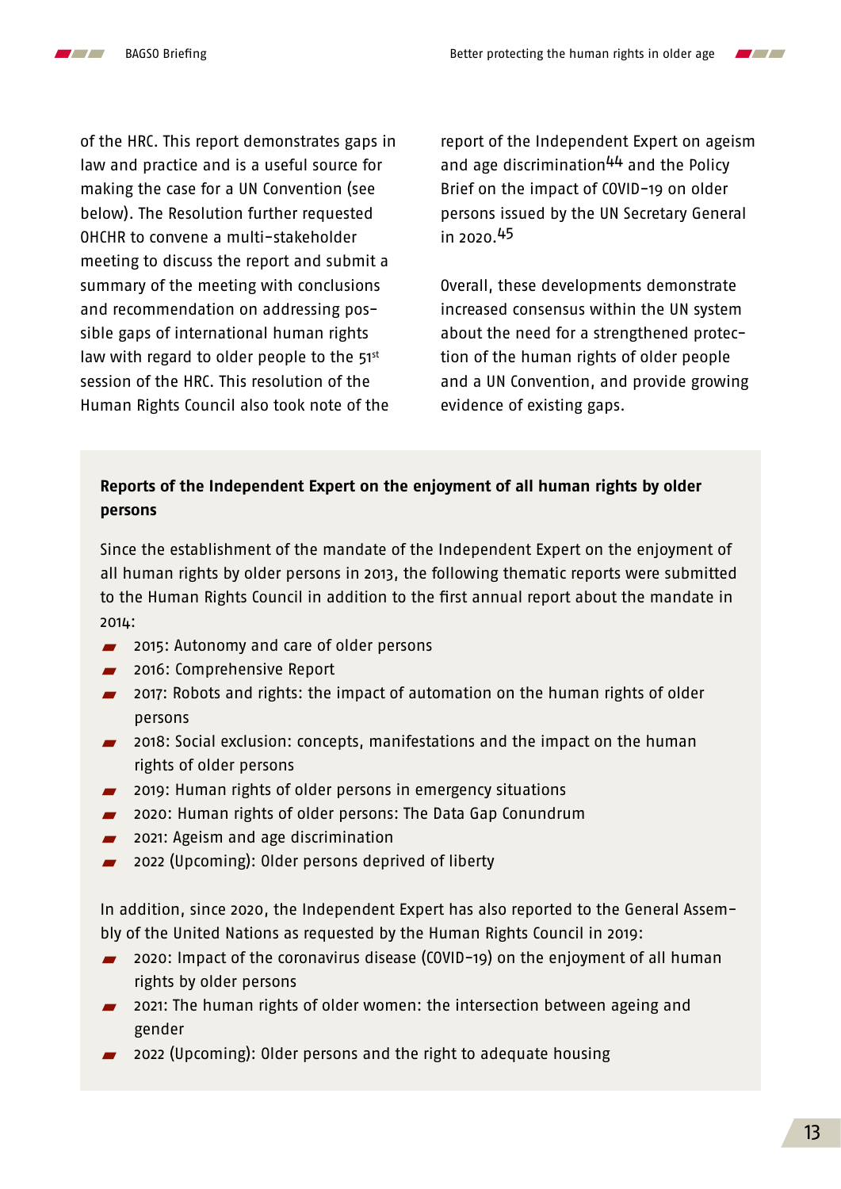of the HRC. This report demonstrates gaps in law and practice and is a useful source for making the case for a UN Convention (see below). The Resolution further requested OHCHR to convene a multi-stakeholder meeting to discuss the report and submit a summary of the meeting with conclusions and recommendation on addressing possible gaps of international human rights law with regard to older people to the 51st session of the HRC. This resolution of the Human Rights Council also took note of the report of the Independent Expert on ageism and age discrimination[44] and the Policy Brief on the impact of COVID-19 on older persons issued by the UN Secretary General in 2020.[45]

Overall, these developments demonstrate increased consensus within the UN system about the need for a strengthened protection of the human rights of older people and a UN Convention, and provide growing evidence of existing gaps.

**Reports of the Independent Expert on the enjoyment of all human rights by older persons**

Since the establishment of the mandate of the Independent Expert on the enjoyment of all human rights by older persons in 2013, the following thematic reports were submitted to the Human Rights Council in addition to the first annual report about the mandate in 2014:

- 2015: Autonomy and care of older persons
- 2016: Comprehensive Report
- 2017: Robots and rights: the impact of automation on the human rights of older persons
- 2018: Social exclusion: concepts, manifestations and the impact on the human rights of older persons
- 2019: Human rights of older persons in emergency situations
- 2020: Human rights of older persons: The Data Gap Conundrum
- 2021: Ageism and age discrimination
- 2022 (Upcoming): Older persons deprived of liberty

In addition, since 2020, the Independent Expert has also reported to the General Assembly of the United Nations as requested by the Human Rights Council in 2019:

- 2020: Impact of the coronavirus disease (COVID-19) on the enjoyment of all human rights by older persons
- 2021: The human rights of older women: the intersection between ageing and gender
- 2022 (Upcoming): Older persons and the right to adequate housing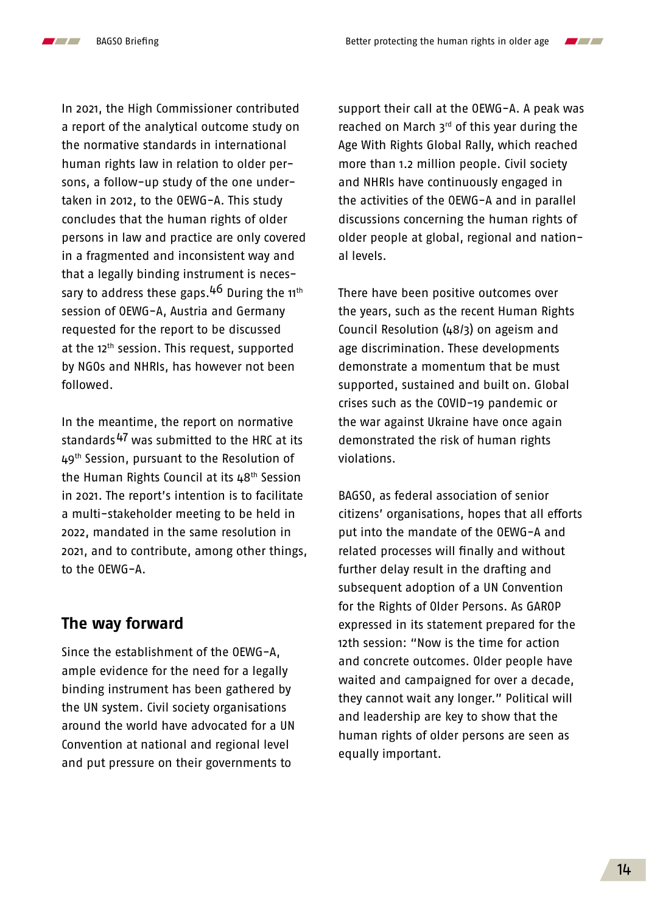In 2021, the High Commissioner contributed a report of the analytical outcome study on the normative standards in international human rights law in relation to older persons, a follow-up study of the one undertaken in 2012, to the OEWG-A. This study concludes that the human rights of older persons in law and practice are only covered in a fragmented and inconsistent way and that a legally binding instrument is necessary to address these gaps.[46] During the 11th session of OEWG-A, Austria and Germany requested for the report to be discussed at the 12th session. This request, supported by NGOs and NHRIs, has however not been followed.

In the meantime, the report on normative standards[47] was submitted to the HRC at its 49th Session, pursuant to the Resolution of the Human Rights Council at its 48th Session in 2021. The report's intention is to facilitate a multi-stakeholder meeting to be held in 2022, mandated in the same resolution in 2021, and to contribute, among other things, to the OEWG-A.

## The way forward

Since the establishment of the OEWG-A, ample evidence for the need for a legally binding instrument has been gathered by the UN system. Civil society organisations around the world have advocated for a UN Convention at national and regional level and put pressure on their governments to support their call at the OEWG-A. A peak was reached on March 3rd of this year during the Age With Rights Global Rally, which reached more than 1.2 million people. Civil society and NHRIs have continuously engaged in the activities of the OEWG-A and in parallel discussions concerning the human rights of older people at global, regional and national levels.

There have been positive outcomes over the years, such as the recent Human Rights Council Resolution (48/3) on ageism and age discrimination. These developments demonstrate a momentum that be must supported, sustained and built on. Global crises such as the COVID-19 pandemic or the war against Ukraine have once again demonstrated the risk of human rights violations.

BAGSO, as federal association of senior citizens' organisations, hopes that all efforts put into the mandate of the OEWG-A and related processes will finally and without further delay result in the drafting and subsequent adoption of a UN Convention for the Rights of Older Persons. As GAROP expressed in its statement prepared for the 12th session: "Now is the time for action and concrete outcomes. Older people have waited and campaigned for over a decade, they cannot wait any longer." Political will and leadership are key to show that the human rights of older persons are seen as equally important.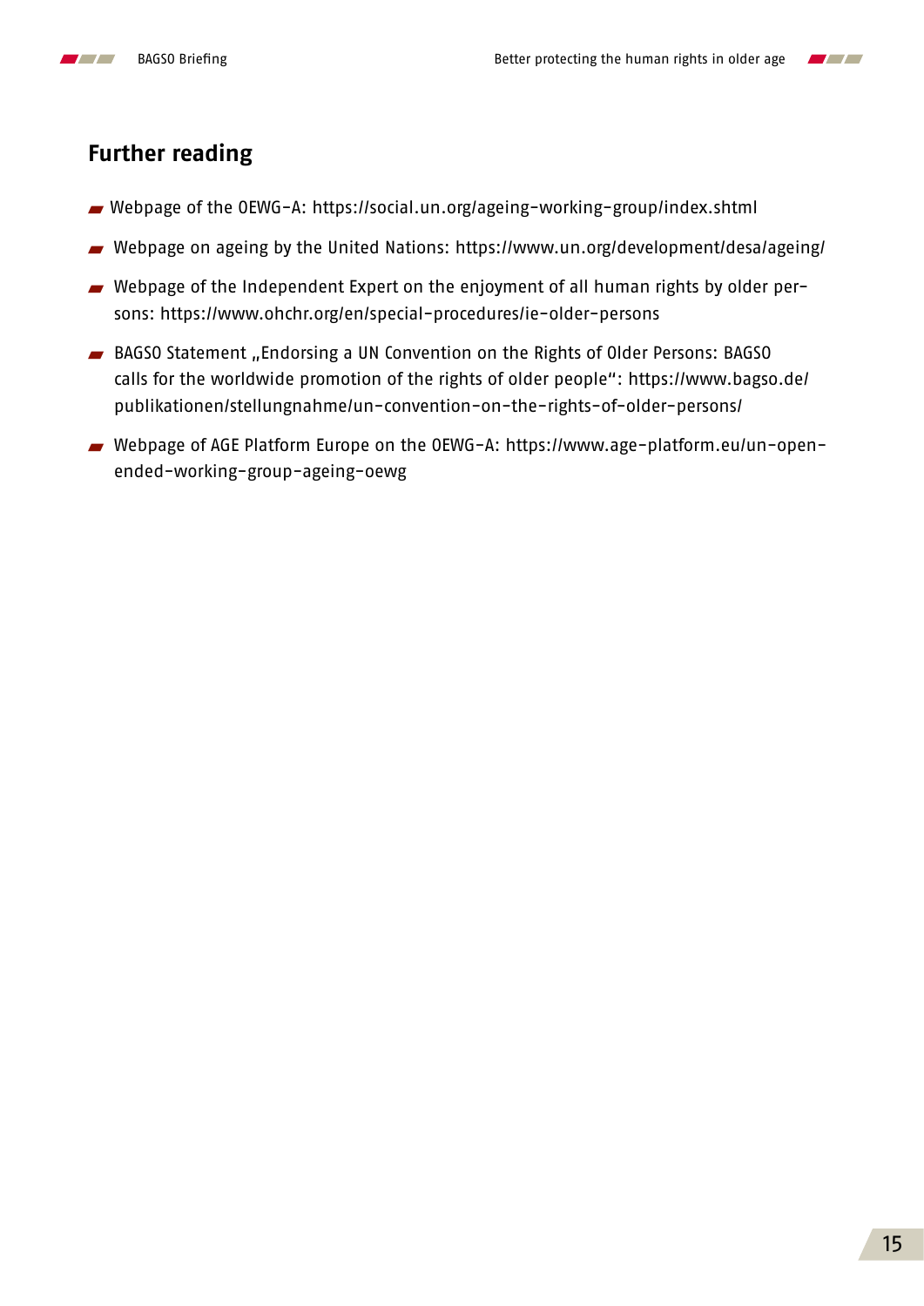## Further reading

- Webpage of the OEWG-A: https://social.un.org/ageing-working-group/index.shtml
- Webpage on ageing by the United Nations: https://www.un.org/development/desa/ageing/
- Webpage of the Independent Expert on the enjoyment of all human rights by older persons: https://www.ohchr.org/en/special-procedures/ie-older-persons
- BAGSO Statement „Endorsing a UN Convention on the Rights of Older Persons: BAGSO calls for the worldwide promotion of the rights of older people“: https://www.bagso.de/publikationen/stellungnahme/un-convention-on-the-rights-of-older-persons/
- Webpage of AGE Platform Europe on the OEWG-A: https://www.age-platform.eu/un-open-ended-working-group-ageing-oewg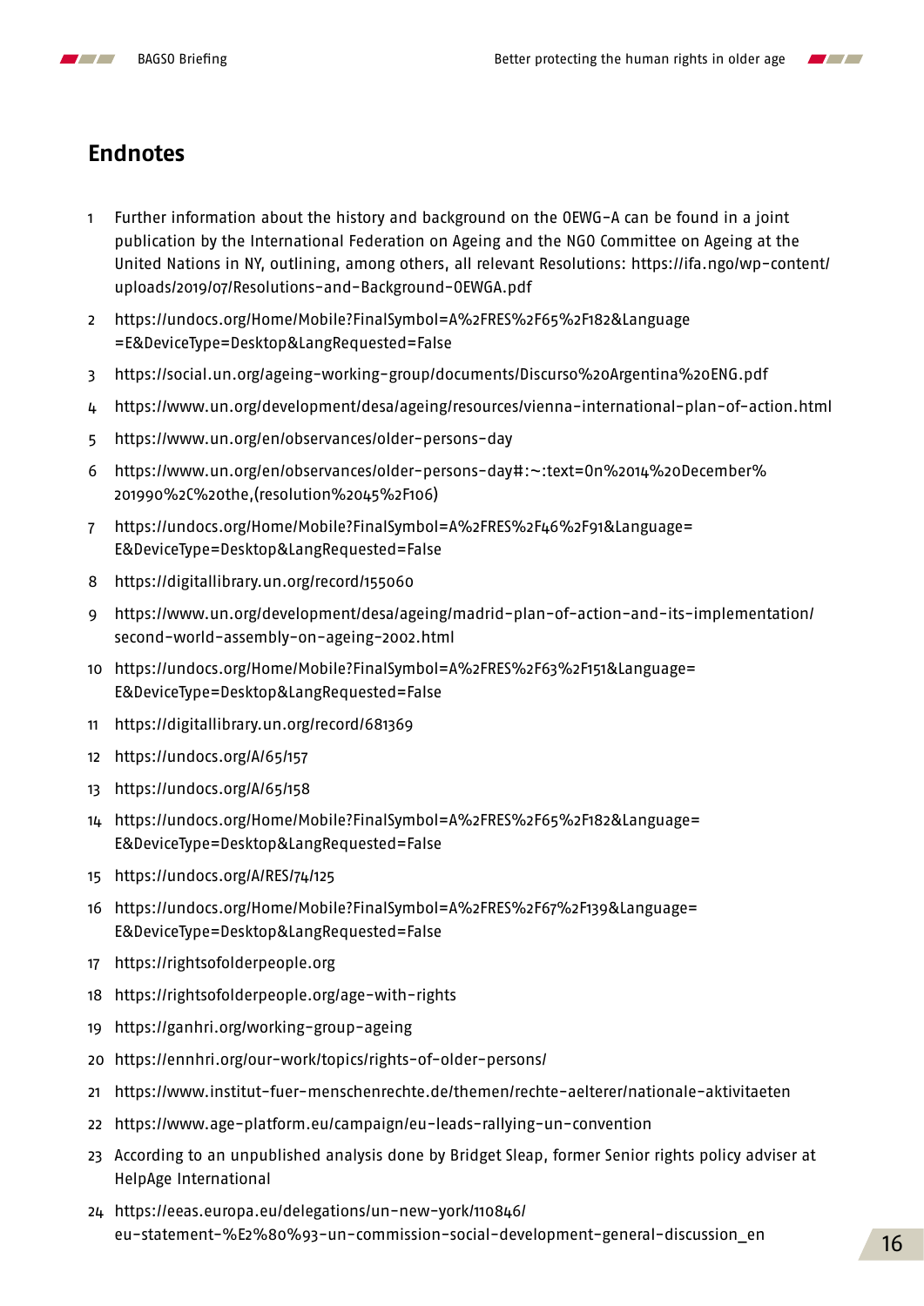## Endnotes

1. Further information about the history and background on the OEWG-A can be found in a joint publication by the International Federation on Ageing and the NGO Committee on Ageing at the United Nations in NY, outlining, among others, all relevant Resolutions: https://ifa.ngo/wp-content/uploads/2019/07/Resolutions-and-Background-OEWGA.pdf
2. https://undocs.org/Home/Mobile?FinalSymbol=A%2FRES%2F65%2F182&Language=E&DeviceType=Desktop&LangRequested=False
3. https://social.un.org/ageing-working-group/documents/Discurso%20Argentina%20ENG.pdf
4. https://www.un.org/development/desa/ageing/resources/vienna-international-plan-of-action.html
5. https://www.un.org/en/observances/older-persons-day
6. https://www.un.org/en/observances/older-persons-day#:~:text=On%2014%20December%201990%2C%20the,(resolution%2045%2F106)
7. https://undocs.org/Home/Mobile?FinalSymbol=A%2FRES%2F46%2F91&Language=E&DeviceType=Desktop&LangRequested=False
8. https://digitallibrary.un.org/record/155060
9. https://www.un.org/development/desa/ageing/madrid-plan-of-action-and-its-implementation/second-world-assembly-on-ageing-2002.html
10. https://undocs.org/Home/Mobile?FinalSymbol=A%2FRES%2F63%2F151&Language=E&DeviceType=Desktop&LangRequested=False
11. https://digitallibrary.un.org/record/681369
12. https://undocs.org/A/65/157
13. https://undocs.org/A/65/158
14. https://undocs.org/Home/Mobile?FinalSymbol=A%2FRES%2F65%2F182&Language=E&DeviceType=Desktop&LangRequested=False
15. https://undocs.org/A/RES/74/125
16. https://undocs.org/Home/Mobile?FinalSymbol=A%2FRES%2F67%2F139&Language=E&DeviceType=Desktop&LangRequested=False
17. https://rightsofolderpeople.org
18. https://rightsofolderpeople.org/age-with-rights
19. https://ganhri.org/working-group-ageing
20. https://ennhri.org/our-work/topics/rights-of-older-persons/
21. https://www.institut-fuer-menschenrechte.de/themen/rechte-aelterer/nationale-aktivitaeten
22. https://www.age-platform.eu/campaign/eu-leads-rallying-un-convention
23. According to an unpublished analysis done by Bridget Sleap, former Senior rights policy adviser at HelpAge International
24. https://eeas.europa.eu/delegations/un-new-york/110846/eu-statement-%E2%80%93-un-commission-social-development-general-discussion_en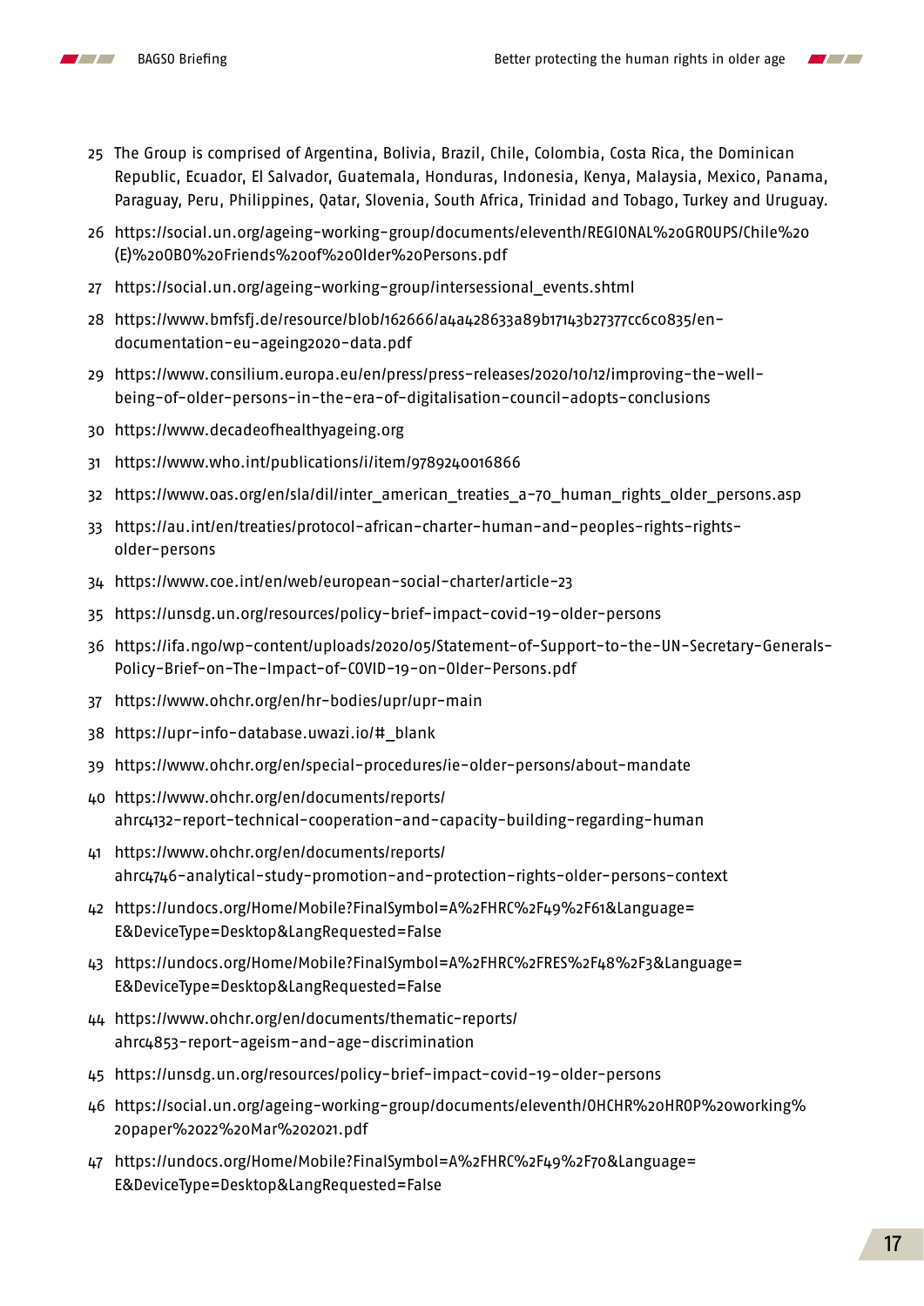25 The Group is comprised of Argentina, Bolivia, Brazil, Chile, Colombia, Costa Rica, the Dominican Republic, Ecuador, El Salvador, Guatemala, Honduras, Indonesia, Kenya, Malaysia, Mexico, Panama, Paraguay, Peru, Philippines, Qatar, Slovenia, South Africa, Trinidad and Tobago, Turkey and Uruguay.

26 https://social.un.org/ageing-working-group/documents/eleventh/REGIONAL%20GROUPS/Chile%20(E)%20BO%20Friends%20of%20Older%20Persons.pdf

27 https://social.un.org/ageing-working-group/intersessional_events.shtml

28 https://www.bmfsfj.de/resource/blob/162666/a4a428633a89b17143b27377cc6c0835/en-documentation-eu-ageing2020-data.pdf

29 https://www.consilium.europa.eu/en/press/press-releases/2020/10/12/improving-the-well-being-of-older-persons-in-the-era-of-digitalisation-council-adopts-conclusions

30 https://www.decadeofhealthyageing.org

31 https://www.who.int/publications/i/item/9789240016866

32 https://www.oas.org/en/sla/dil/inter_american_treaties_a-70_human_rights_older_persons.asp

33 https://au.int/en/treaties/protocol-african-charter-human-and-peoples-rights-rights-older-persons

34 https://www.coe.int/en/web/european-social-charter/article-23

35 https://unsdg.un.org/resources/policy-brief-impact-covid-19-older-persons

36 https://ifa.ngo/wp-content/uploads/2020/05/Statement-of-Support-to-the-UN-Secretary-Generals-Policy-Brief-on-The-Impact-of-COVID-19-on-Older-Persons.pdf

37 https://www.ohchr.org/en/hr-bodies/upr/upr-main

38 https://upr-info-database.uwazi.io/#_blank

39 https://www.ohchr.org/en/special-procedures/ie-older-persons/about-mandate

40 https://www.ohchr.org/en/documents/reports/ahrc4132-report-technical-cooperation-and-capacity-building-regarding-human

41 https://www.ohchr.org/en/documents/reports/ahrc4746-analytical-study-promotion-and-protection-rights-older-persons-context

42 https://undocs.org/Home/Mobile?FinalSymbol=A%2FHRC%2F49%2F61&Language=E&DeviceType=Desktop&LangRequested=False

43 https://undocs.org/Home/Mobile?FinalSymbol=A%2FHRC%2FRES%2F48%2F3&Language=E&DeviceType=Desktop&LangRequested=False

44 https://www.ohchr.org/en/documents/thematic-reports/ahrc4853-report-ageism-and-age-discrimination

45 https://unsdg.un.org/resources/policy-brief-impact-covid-19-older-persons

46 https://social.un.org/ageing-working-group/documents/eleventh/OHCHR%20HROP%20working%20paper%2022%20Mar%202021.pdf

47 https://undocs.org/Home/Mobile?FinalSymbol=A%2FHRC%2F49%2F70&Language=E&DeviceType=Desktop&LangRequested=False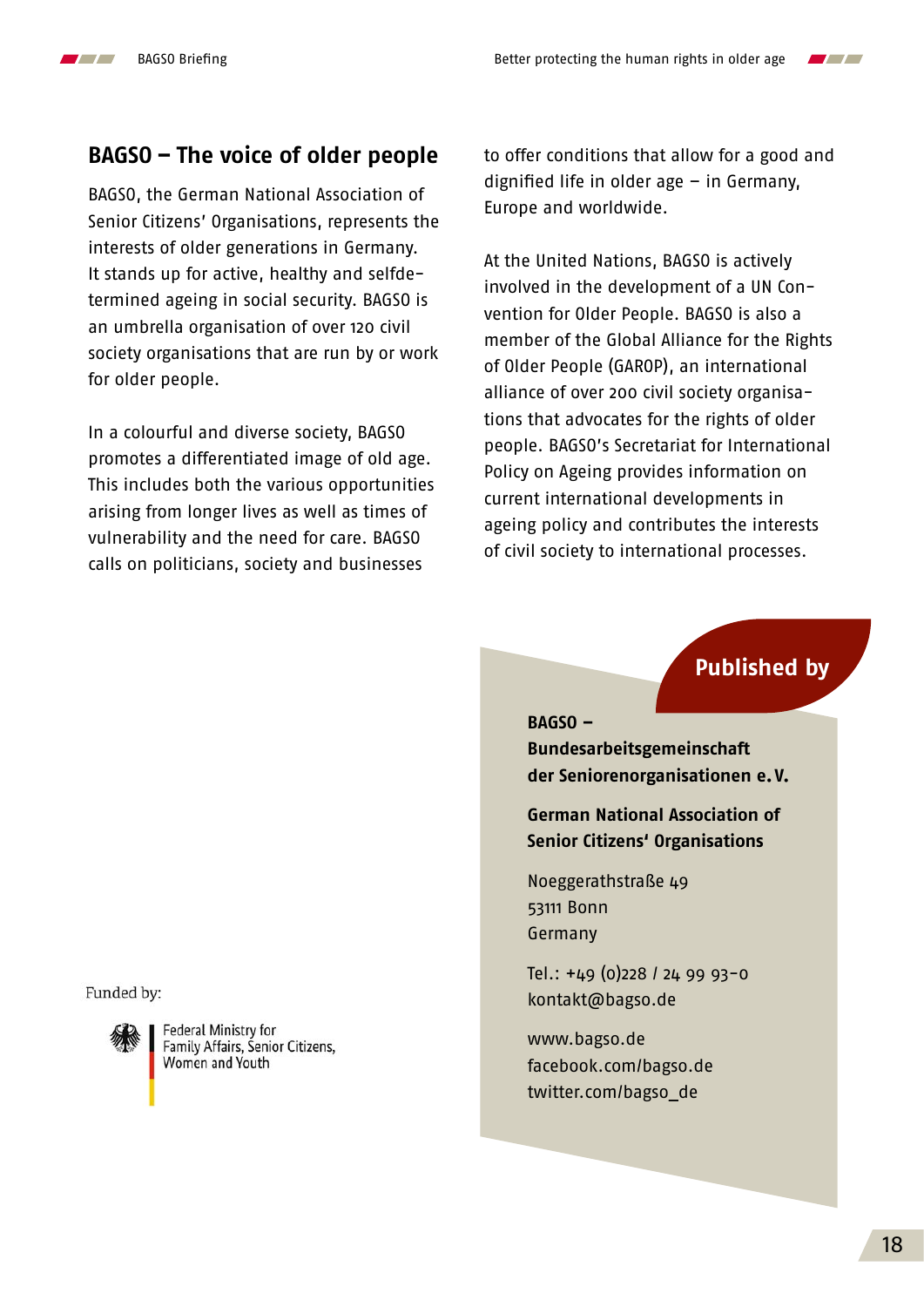## BAGSO – The voice of older people

BAGSO, the German National Association of Senior Citizens' Organisations, represents the interests of older generations in Germany. It stands up for active, healthy and selfdetermined ageing in social security. BAGSO is an umbrella organisation of over 120 civil society organisations that are run by or work for older people.

In a colourful and diverse society, BAGSO promotes a differentiated image of old age. This includes both the various opportunities arising from longer lives as well as times of vulnerability and the need for care. BAGSO calls on politicians, society and businesses to offer conditions that allow for a good and dignified life in older age – in Germany, Europe and worldwide.

At the United Nations, BAGSO is actively involved in the development of a UN Convention for Older People. BAGSO is also a member of the Global Alliance for the Rights of Older People (GAROP), an international alliance of over 200 civil society organisations that advocates for the rights of older people. BAGSO's Secretariat for International Policy on Ageing provides information on current international developments in ageing policy and contributes the interests of civil society to international processes.

Funded by:

Federal Ministry for Family Affairs, Senior Citizens, Women and Youth

### Published by

**BAGSO – Bundesarbeitsgemeinschaft der Seniorenorganisationen e. V.**

**German National Association of Senior Citizens' Organisations**

Noeggerathstraße 49
53111 Bonn
Germany

Tel.: +49 (0)228 / 24 99 93-0
kontakt@bagso.de

www.bagso.de
facebook.com/bagso.de
twitter.com/bagso_de